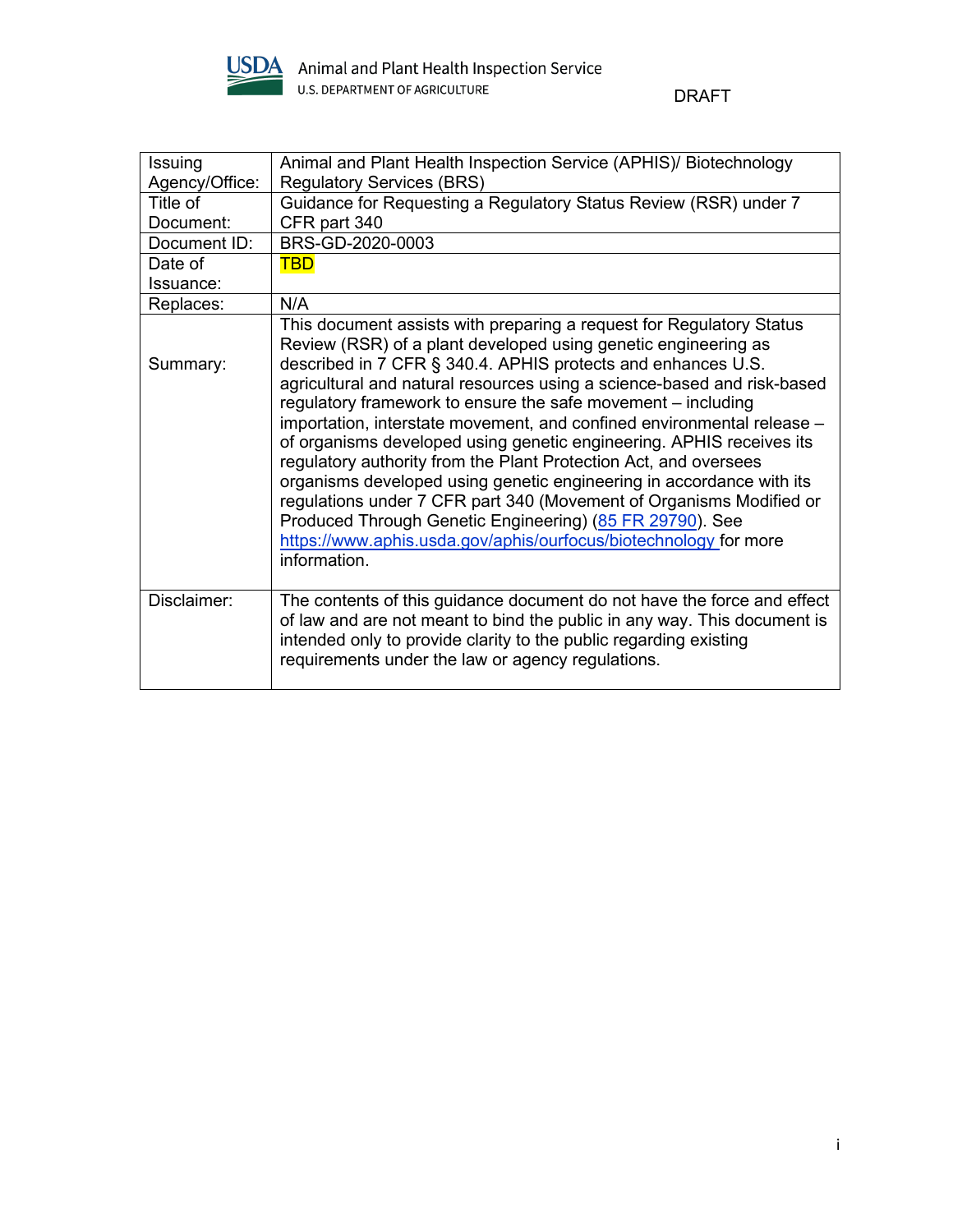USDA Animal and Plant Health Inspection Service
U.S. DEPARTMENT OF AGRICULTURE

DRAFT

| Issuing Agency/Office: | Animal and Plant Health Inspection Service (APHIS)/ Biotechnology Regulatory Services (BRS) |
|---|---|
| Title of Document: | Guidance for Requesting a Regulatory Status Review (RSR) under 7 CFR part 340 |
| Document ID: | BRS-GD-2020-0003 |
| Date of Issuance: | TBD |
| Replaces: | N/A |
| Summary: | This document assists with preparing a request for Regulatory Status Review (RSR) of a plant developed using genetic engineering as described in 7 CFR § 340.4. APHIS protects and enhances U.S. agricultural and natural resources using a science-based and risk-based regulatory framework to ensure the safe movement – including importation, interstate movement, and confined environmental release – of organisms developed using genetic engineering. APHIS receives its regulatory authority from the Plant Protection Act, and oversees organisms developed using genetic engineering in accordance with its regulations under 7 CFR part 340 (Movement of Organisms Modified or Produced Through Genetic Engineering) (85 FR 29790). See https://www.aphis.usda.gov/aphis/ourfocus/biotechnology for more information. |
| Disclaimer: | The contents of this guidance document do not have the force and effect of law and are not meant to bind the public in any way. This document is intended only to provide clarity to the public regarding existing requirements under the law or agency regulations. |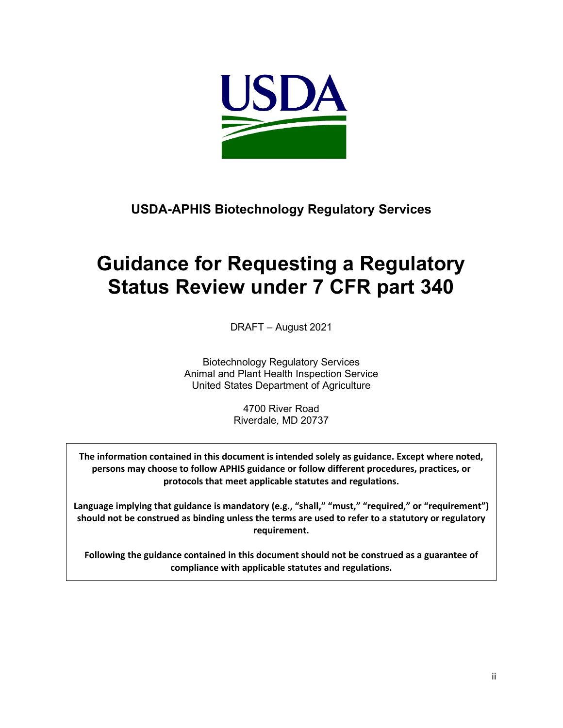USDA-APHIS Biotechnology Regulatory Services

# Guidance for Requesting a Regulatory Status Review under 7 CFR part 340

DRAFT – August 2021

Biotechnology Regulatory Services
Animal and Plant Health Inspection Service
United States Department of Agriculture

4700 River Road
Riverdale, MD 20737

**The information contained in this document is intended solely as guidance. Except where noted, persons may choose to follow APHIS guidance or follow different procedures, practices, or protocols that meet applicable statutes and regulations.**

**Language implying that guidance is mandatory (e.g., "shall," "must," "required," or "requirement") should not be construed as binding unless the terms are used to refer to a statutory or regulatory requirement.**

**Following the guidance contained in this document should not be construed as a guarantee of compliance with applicable statutes and regulations.**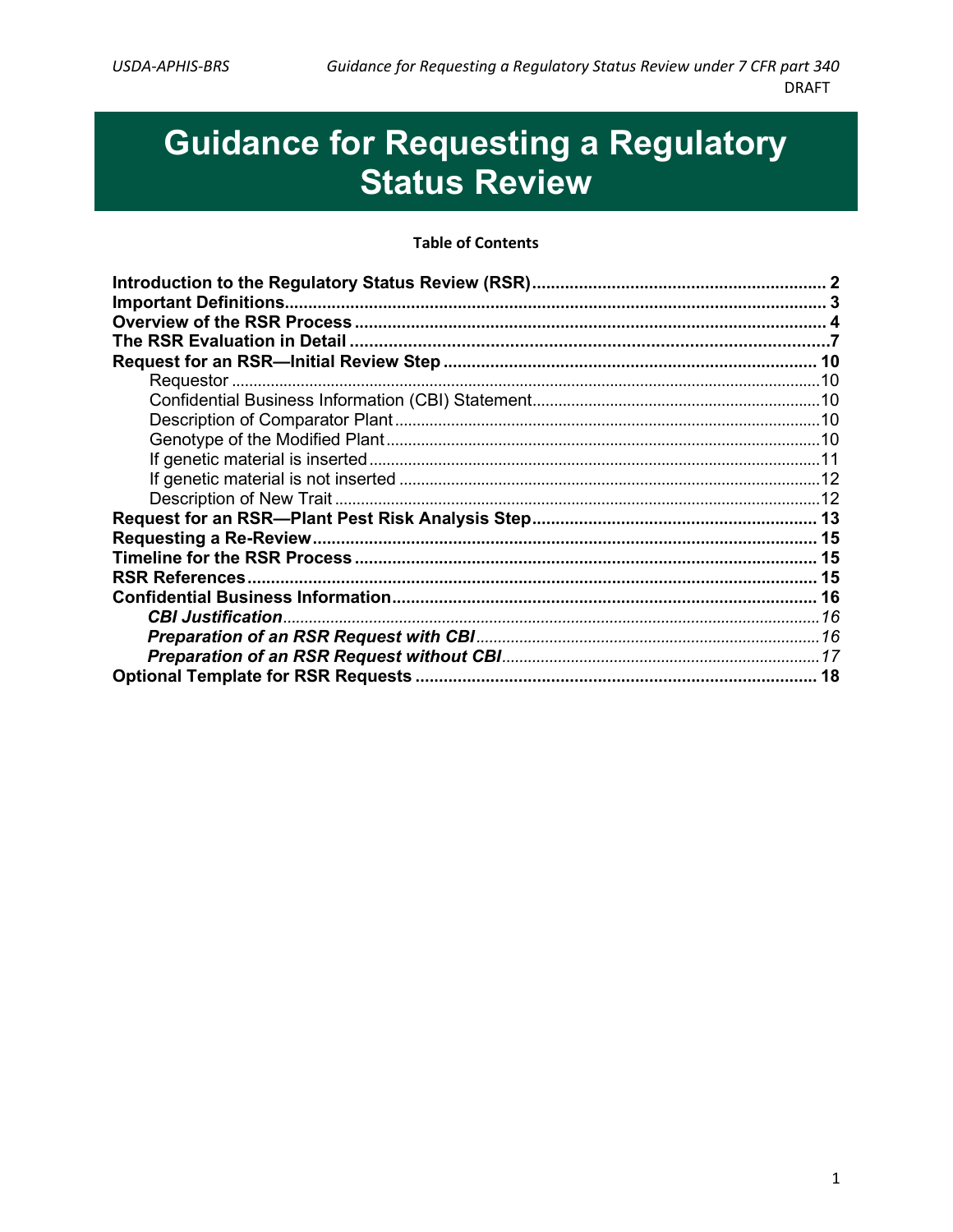# Guidance for Requesting a Regulatory Status Review

**Table of Contents**

**Introduction to the Regulatory Status Review (RSR)** ..... **2**
**Important Definitions** ..... **3**
**Overview of the RSR Process** ..... **4**
**The RSR Evaluation in Detail** ..... **7**
**Request for an RSR—Initial Review Step** ..... **10**
- Requestor ..... 10
- Confidential Business Information (CBI) Statement ..... 10
- Description of Comparator Plant ..... 10
- Genotype of the Modified Plant ..... 10
- If genetic material is inserted ..... 11
- If genetic material is not inserted ..... 12
- Description of New Trait ..... 12

**Request for an RSR—Plant Pest Risk Analysis Step** ..... **13**
**Requesting a Re-Review** ..... **15**
**Timeline for the RSR Process** ..... **15**
**RSR References** ..... **15**
**Confidential Business Information** ..... **16**
- ***CBI Justification*** ..... *16*
- ***Preparation of an RSR Request with CBI*** ..... *16*
- ***Preparation of an RSR Request without CBI*** ..... *17*

**Optional Template for RSR Requests** ..... **18**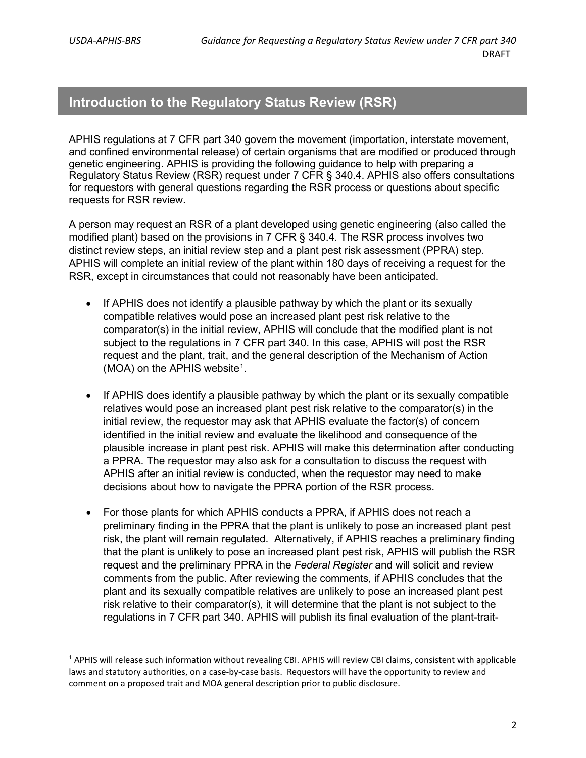## Introduction to the Regulatory Status Review (RSR)

APHIS regulations at 7 CFR part 340 govern the movement (importation, interstate movement, and confined environmental release) of certain organisms that are modified or produced through genetic engineering. APHIS is providing the following guidance to help with preparing a Regulatory Status Review (RSR) request under 7 CFR § 340.4. APHIS also offers consultations for requestors with general questions regarding the RSR process or questions about specific requests for RSR review.

A person may request an RSR of a plant developed using genetic engineering (also called the modified plant) based on the provisions in 7 CFR § 340.4. The RSR process involves two distinct review steps, an initial review step and a plant pest risk assessment (PPRA) step. APHIS will complete an initial review of the plant within 180 days of receiving a request for the RSR, except in circumstances that could not reasonably have been anticipated.

- If APHIS does not identify a plausible pathway by which the plant or its sexually compatible relatives would pose an increased plant pest risk relative to the comparator(s) in the initial review, APHIS will conclude that the modified plant is not subject to the regulations in 7 CFR part 340. In this case, APHIS will post the RSR request and the plant, trait, and the general description of the Mechanism of Action (MOA) on the APHIS website[1].

- If APHIS does identify a plausible pathway by which the plant or its sexually compatible relatives would pose an increased plant pest risk relative to the comparator(s) in the initial review, the requestor may ask that APHIS evaluate the factor(s) of concern identified in the initial review and evaluate the likelihood and consequence of the plausible increase in plant pest risk. APHIS will make this determination after conducting a PPRA. The requestor may also ask for a consultation to discuss the request with APHIS after an initial review is conducted, when the requestor may need to make decisions about how to navigate the PPRA portion of the RSR process.

- For those plants for which APHIS conducts a PPRA, if APHIS does not reach a preliminary finding in the PPRA that the plant is unlikely to pose an increased plant pest risk, the plant will remain regulated. Alternatively, if APHIS reaches a preliminary finding that the plant is unlikely to pose an increased plant pest risk, APHIS will publish the RSR request and the preliminary PPRA in the *Federal Register* and will solicit and review comments from the public. After reviewing the comments, if APHIS concludes that the plant and its sexually compatible relatives are unlikely to pose an increased plant pest risk relative to their comparator(s), it will determine that the plant is not subject to the regulations in 7 CFR part 340. APHIS will publish its final evaluation of the plant-trait-

[1] APHIS will release such information without revealing CBI. APHIS will review CBI claims, consistent with applicable laws and statutory authorities, on a case-by-case basis. Requestors will have the opportunity to review and comment on a proposed trait and MOA general description prior to public disclosure.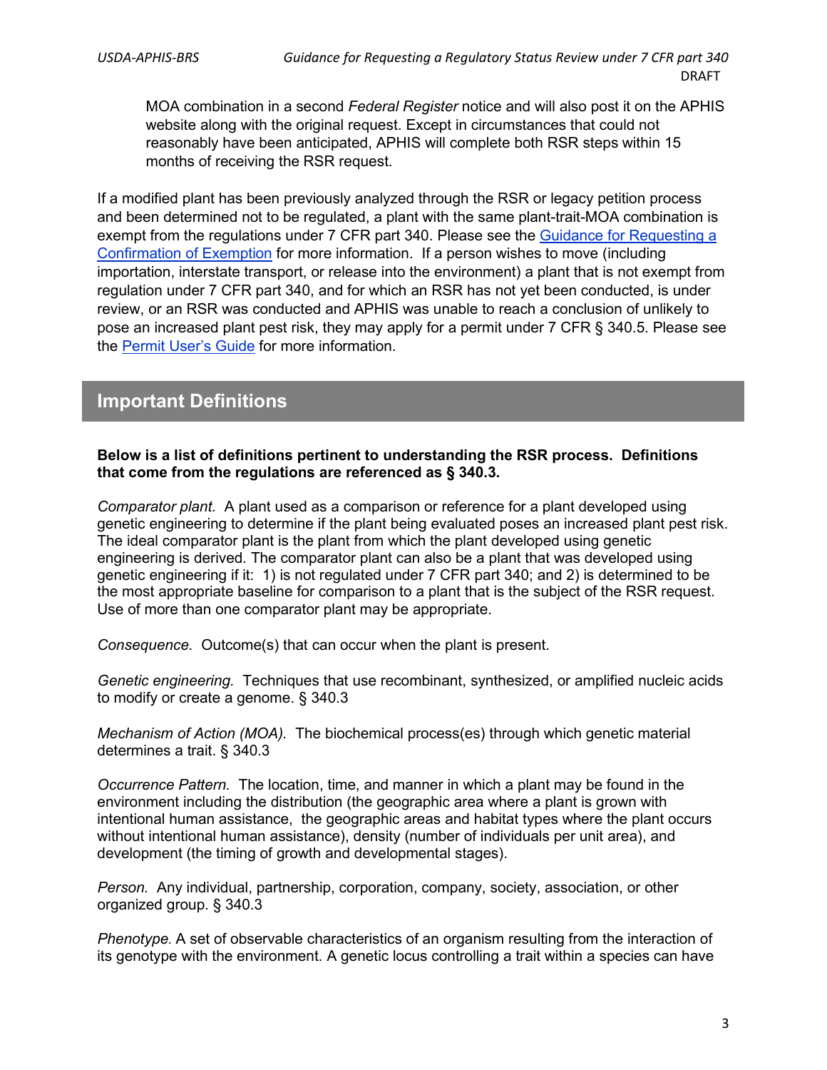MOA combination in a second *Federal Register* notice and will also post it on the APHIS website along with the original request. Except in circumstances that could not reasonably have been anticipated, APHIS will complete both RSR steps within 15 months of receiving the RSR request.

If a modified plant has been previously analyzed through the RSR or legacy petition process and been determined not to be regulated, a plant with the same plant-trait-MOA combination is exempt from the regulations under 7 CFR part 340. Please see the Guidance for Requesting a Confirmation of Exemption for more information. If a person wishes to move (including importation, interstate transport, or release into the environment) a plant that is not exempt from regulation under 7 CFR part 340, and for which an RSR has not yet been conducted, is under review, or an RSR was conducted and APHIS was unable to reach a conclusion of unlikely to pose an increased plant pest risk, they may apply for a permit under 7 CFR § 340.5. Please see the Permit User's Guide for more information.

## Important Definitions

**Below is a list of definitions pertinent to understanding the RSR process. Definitions that come from the regulations are referenced as § 340.3.**

*Comparator plant.* A plant used as a comparison or reference for a plant developed using genetic engineering to determine if the plant being evaluated poses an increased plant pest risk. The ideal comparator plant is the plant from which the plant developed using genetic engineering is derived. The comparator plant can also be a plant that was developed using genetic engineering if it: 1) is not regulated under 7 CFR part 340; and 2) is determined to be the most appropriate baseline for comparison to a plant that is the subject of the RSR request. Use of more than one comparator plant may be appropriate.

*Consequence.* Outcome(s) that can occur when the plant is present.

*Genetic engineering.* Techniques that use recombinant, synthesized, or amplified nucleic acids to modify or create a genome. § 340.3

*Mechanism of Action (MOA).* The biochemical process(es) through which genetic material determines a trait. § 340.3

*Occurrence Pattern.* The location, time, and manner in which a plant may be found in the environment including the distribution (the geographic area where a plant is grown with intentional human assistance, the geographic areas and habitat types where the plant occurs without intentional human assistance), density (number of individuals per unit area), and development (the timing of growth and developmental stages).

*Person.* Any individual, partnership, corporation, company, society, association, or other organized group. § 340.3

*Phenotype.* A set of observable characteristics of an organism resulting from the interaction of its genotype with the environment. A genetic locus controlling a trait within a species can have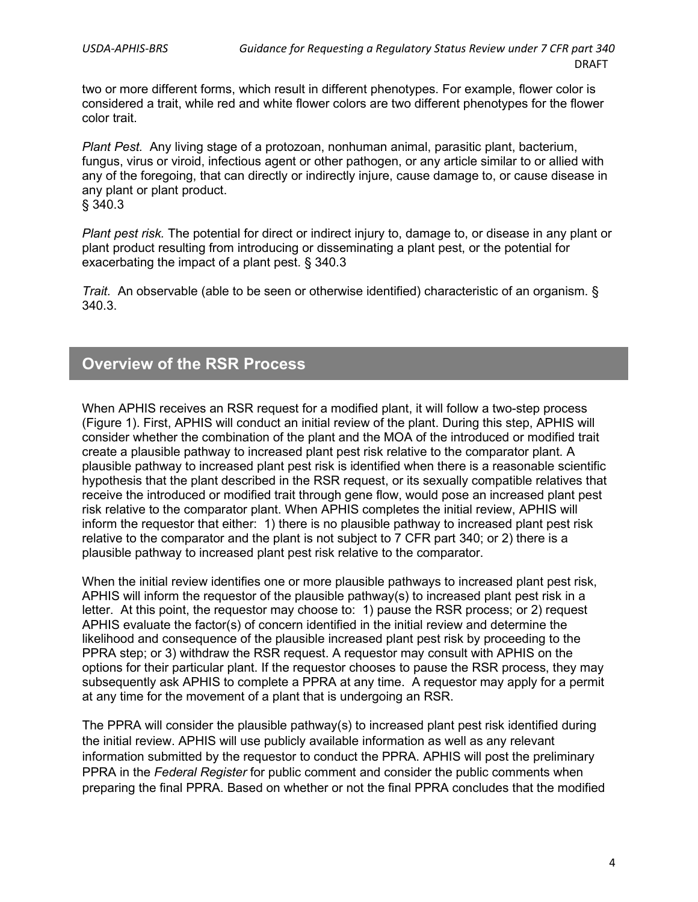two or more different forms, which result in different phenotypes. For example, flower color is considered a trait, while red and white flower colors are two different phenotypes for the flower color trait.

*Plant Pest.* Any living stage of a protozoan, nonhuman animal, parasitic plant, bacterium, fungus, virus or viroid, infectious agent or other pathogen, or any article similar to or allied with any of the foregoing, that can directly or indirectly injure, cause damage to, or cause disease in any plant or plant product.
§ 340.3

*Plant pest risk.* The potential for direct or indirect injury to, damage to, or disease in any plant or plant product resulting from introducing or disseminating a plant pest, or the potential for exacerbating the impact of a plant pest. § 340.3

*Trait.* An observable (able to be seen or otherwise identified) characteristic of an organism. § 340.3.

## Overview of the RSR Process

When APHIS receives an RSR request for a modified plant, it will follow a two-step process (Figure 1). First, APHIS will conduct an initial review of the plant. During this step, APHIS will consider whether the combination of the plant and the MOA of the introduced or modified trait create a plausible pathway to increased plant pest risk relative to the comparator plant. A plausible pathway to increased plant pest risk is identified when there is a reasonable scientific hypothesis that the plant described in the RSR request, or its sexually compatible relatives that receive the introduced or modified trait through gene flow, would pose an increased plant pest risk relative to the comparator plant. When APHIS completes the initial review, APHIS will inform the requestor that either: 1) there is no plausible pathway to increased plant pest risk relative to the comparator and the plant is not subject to 7 CFR part 340; or 2) there is a plausible pathway to increased plant pest risk relative to the comparator.

When the initial review identifies one or more plausible pathways to increased plant pest risk, APHIS will inform the requestor of the plausible pathway(s) to increased plant pest risk in a letter. At this point, the requestor may choose to: 1) pause the RSR process; or 2) request APHIS evaluate the factor(s) of concern identified in the initial review and determine the likelihood and consequence of the plausible increased plant pest risk by proceeding to the PPRA step; or 3) withdraw the RSR request. A requestor may consult with APHIS on the options for their particular plant. If the requestor chooses to pause the RSR process, they may subsequently ask APHIS to complete a PPRA at any time. A requestor may apply for a permit at any time for the movement of a plant that is undergoing an RSR.

The PPRA will consider the plausible pathway(s) to increased plant pest risk identified during the initial review. APHIS will use publicly available information as well as any relevant information submitted by the requestor to conduct the PPRA. APHIS will post the preliminary PPRA in the *Federal Register* for public comment and consider the public comments when preparing the final PPRA. Based on whether or not the final PPRA concludes that the modified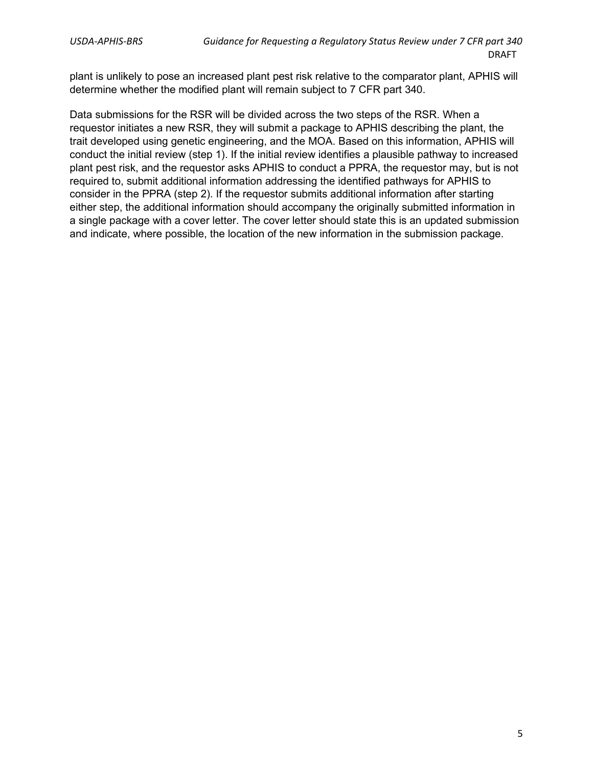plant is unlikely to pose an increased plant pest risk relative to the comparator plant, APHIS will determine whether the modified plant will remain subject to 7 CFR part 340.

Data submissions for the RSR will be divided across the two steps of the RSR. When a requestor initiates a new RSR, they will submit a package to APHIS describing the plant, the trait developed using genetic engineering, and the MOA. Based on this information, APHIS will conduct the initial review (step 1). If the initial review identifies a plausible pathway to increased plant pest risk, and the requestor asks APHIS to conduct a PPRA, the requestor may, but is not required to, submit additional information addressing the identified pathways for APHIS to consider in the PPRA (step 2). If the requestor submits additional information after starting either step, the additional information should accompany the originally submitted information in a single package with a cover letter. The cover letter should state this is an updated submission and indicate, where possible, the location of the new information in the submission package.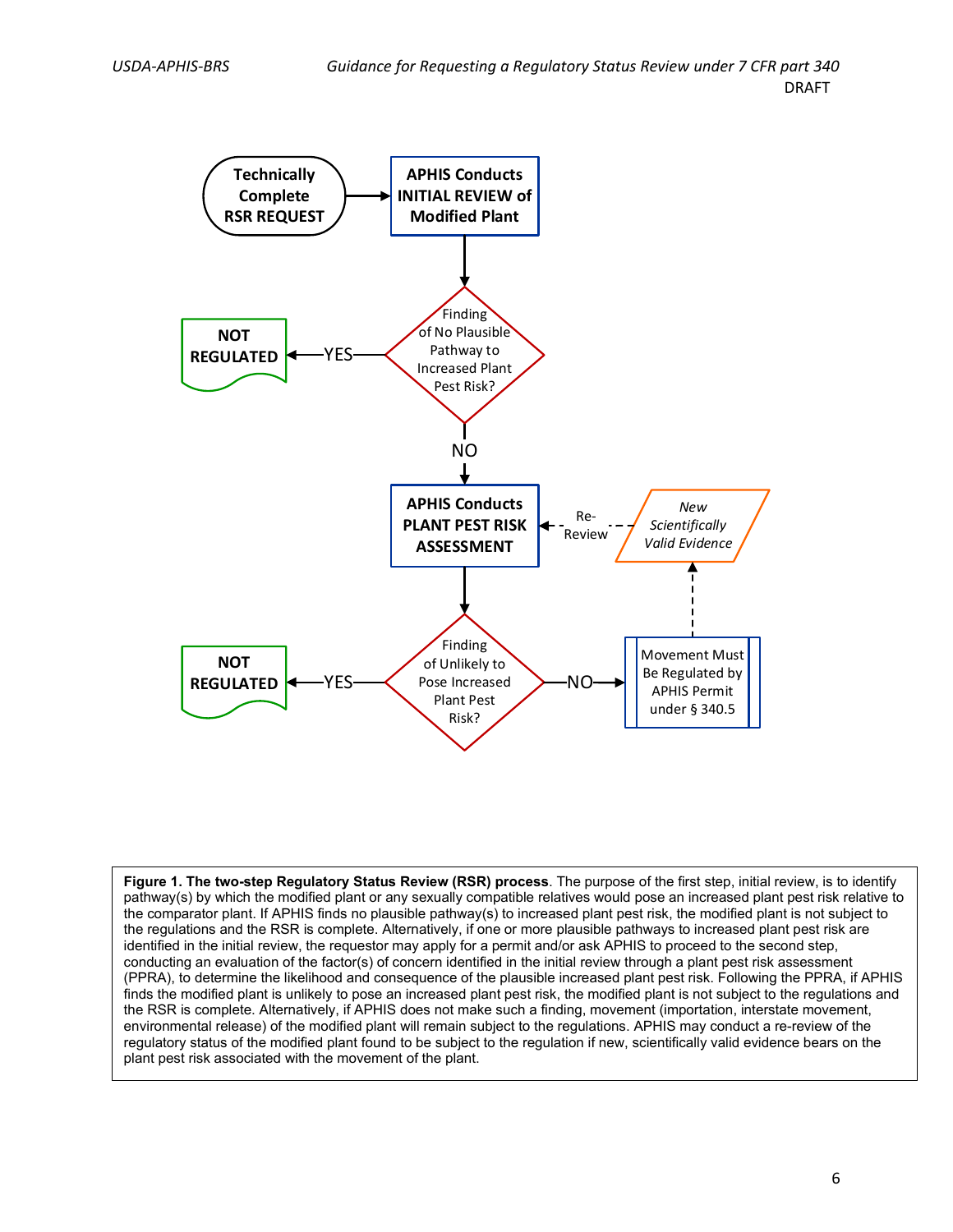**Figure 1. The two-step Regulatory Status Review (RSR) process**. The purpose of the first step, initial review, is to identify pathway(s) by which the modified plant or any sexually compatible relatives would pose an increased plant pest risk relative to the comparator plant. If APHIS finds no plausible pathway(s) to increased plant pest risk, the modified plant is not subject to the regulations and the RSR is complete. Alternatively, if one or more plausible pathways to increased plant pest risk are identified in the initial review, the requestor may apply for a permit and/or ask APHIS to proceed to the second step, conducting an evaluation of the factor(s) of concern identified in the initial review through a plant pest risk assessment (PPRA), to determine the likelihood and consequence of the plausible increased plant pest risk. Following the PPRA, if APHIS finds the modified plant is unlikely to pose an increased plant pest risk, the modified plant is not subject to the regulations and the RSR is complete. Alternatively, if APHIS does not make such a finding, movement (importation, interstate movement, environmental release) of the modified plant will remain subject to the regulations. APHIS may conduct a re-review of the regulatory status of the modified plant found to be subject to the regulation if new, scientifically valid evidence bears on the plant pest risk associated with the movement of the plant.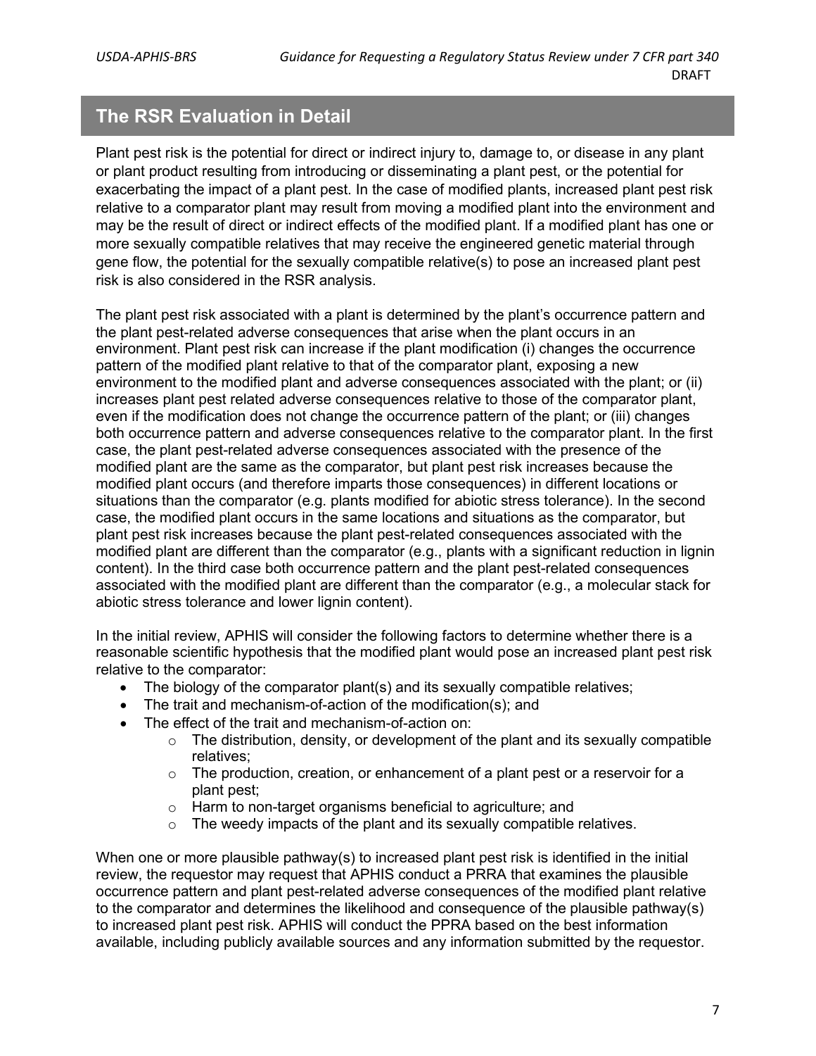## The RSR Evaluation in Detail

Plant pest risk is the potential for direct or indirect injury to, damage to, or disease in any plant or plant product resulting from introducing or disseminating a plant pest, or the potential for exacerbating the impact of a plant pest. In the case of modified plants, increased plant pest risk relative to a comparator plant may result from moving a modified plant into the environment and may be the result of direct or indirect effects of the modified plant. If a modified plant has one or more sexually compatible relatives that may receive the engineered genetic material through gene flow, the potential for the sexually compatible relative(s) to pose an increased plant pest risk is also considered in the RSR analysis.

The plant pest risk associated with a plant is determined by the plant's occurrence pattern and the plant pest-related adverse consequences that arise when the plant occurs in an environment. Plant pest risk can increase if the plant modification (i) changes the occurrence pattern of the modified plant relative to that of the comparator plant, exposing a new environment to the modified plant and adverse consequences associated with the plant; or (ii) increases plant pest related adverse consequences relative to those of the comparator plant, even if the modification does not change the occurrence pattern of the plant; or (iii) changes both occurrence pattern and adverse consequences relative to the comparator plant. In the first case, the plant pest-related adverse consequences associated with the presence of the modified plant are the same as the comparator, but plant pest risk increases because the modified plant occurs (and therefore imparts those consequences) in different locations or situations than the comparator (e.g. plants modified for abiotic stress tolerance). In the second case, the modified plant occurs in the same locations and situations as the comparator, but plant pest risk increases because the plant pest-related consequences associated with the modified plant are different than the comparator (e.g., plants with a significant reduction in lignin content). In the third case both occurrence pattern and the plant pest-related consequences associated with the modified plant are different than the comparator (e.g., a molecular stack for abiotic stress tolerance and lower lignin content).

In the initial review, APHIS will consider the following factors to determine whether there is a reasonable scientific hypothesis that the modified plant would pose an increased plant pest risk relative to the comparator:

- The biology of the comparator plant(s) and its sexually compatible relatives;
- The trait and mechanism-of-action of the modification(s); and
- The effect of the trait and mechanism-of-action on:
    - The distribution, density, or development of the plant and its sexually compatible relatives;
    - The production, creation, or enhancement of a plant pest or a reservoir for a plant pest;
    - Harm to non-target organisms beneficial to agriculture; and
    - The weedy impacts of the plant and its sexually compatible relatives.

When one or more plausible pathway(s) to increased plant pest risk is identified in the initial review, the requestor may request that APHIS conduct a PRRA that examines the plausible occurrence pattern and plant pest-related adverse consequences of the modified plant relative to the comparator and determines the likelihood and consequence of the plausible pathway(s) to increased plant pest risk. APHIS will conduct the PPRA based on the best information available, including publicly available sources and any information submitted by the requestor.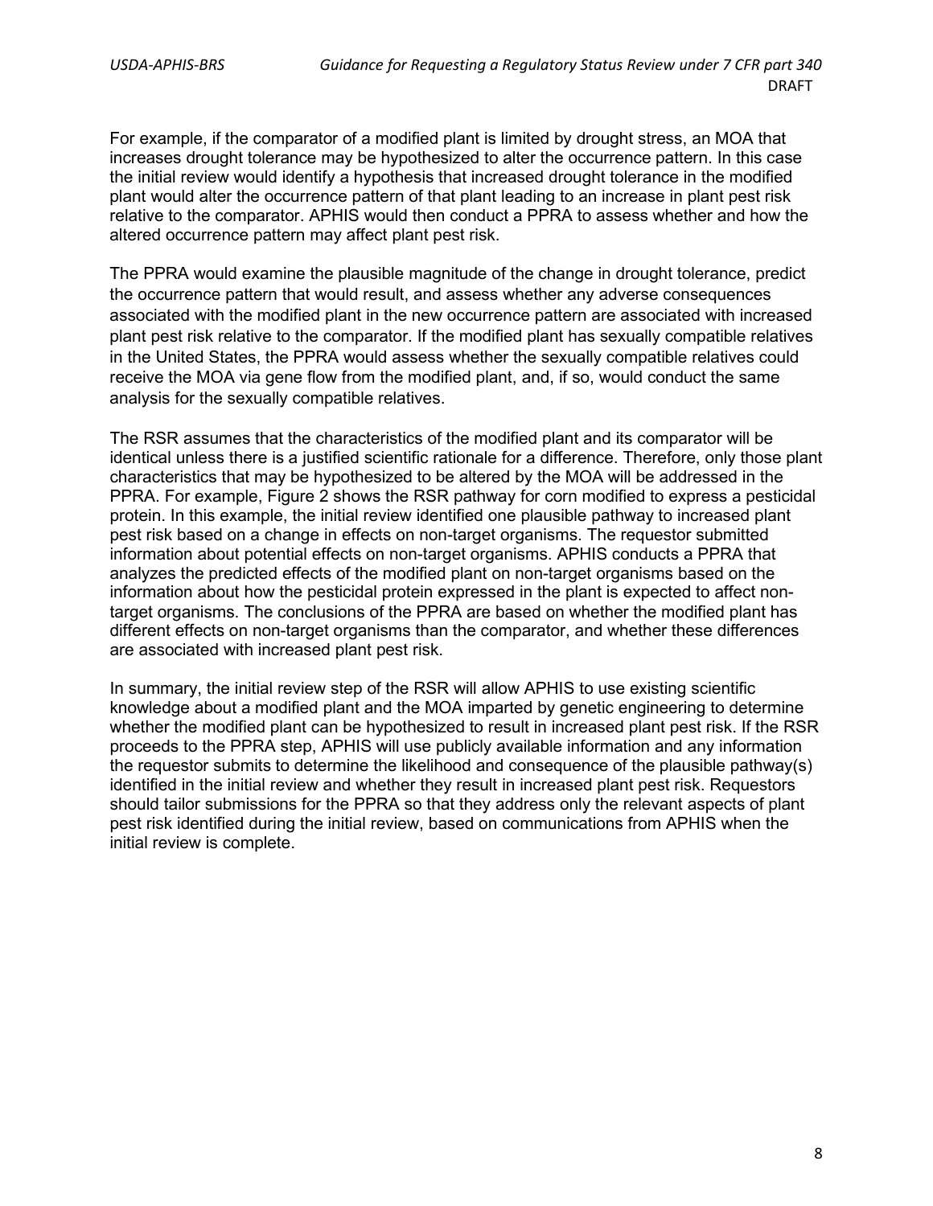For example, if the comparator of a modified plant is limited by drought stress, an MOA that increases drought tolerance may be hypothesized to alter the occurrence pattern. In this case the initial review would identify a hypothesis that increased drought tolerance in the modified plant would alter the occurrence pattern of that plant leading to an increase in plant pest risk relative to the comparator. APHIS would then conduct a PPRA to assess whether and how the altered occurrence pattern may affect plant pest risk.

The PPRA would examine the plausible magnitude of the change in drought tolerance, predict the occurrence pattern that would result, and assess whether any adverse consequences associated with the modified plant in the new occurrence pattern are associated with increased plant pest risk relative to the comparator. If the modified plant has sexually compatible relatives in the United States, the PPRA would assess whether the sexually compatible relatives could receive the MOA via gene flow from the modified plant, and, if so, would conduct the same analysis for the sexually compatible relatives.

The RSR assumes that the characteristics of the modified plant and its comparator will be identical unless there is a justified scientific rationale for a difference. Therefore, only those plant characteristics that may be hypothesized to be altered by the MOA will be addressed in the PPRA. For example, Figure 2 shows the RSR pathway for corn modified to express a pesticidal protein. In this example, the initial review identified one plausible pathway to increased plant pest risk based on a change in effects on non-target organisms. The requestor submitted information about potential effects on non-target organisms. APHIS conducts a PPRA that analyzes the predicted effects of the modified plant on non-target organisms based on the information about how the pesticidal protein expressed in the plant is expected to affect non-target organisms. The conclusions of the PPRA are based on whether the modified plant has different effects on non-target organisms than the comparator, and whether these differences are associated with increased plant pest risk.

In summary, the initial review step of the RSR will allow APHIS to use existing scientific knowledge about a modified plant and the MOA imparted by genetic engineering to determine whether the modified plant can be hypothesized to result in increased plant pest risk. If the RSR proceeds to the PPRA step, APHIS will use publicly available information and any information the requestor submits to determine the likelihood and consequence of the plausible pathway(s) identified in the initial review and whether they result in increased plant pest risk. Requestors should tailor submissions for the PPRA so that they address only the relevant aspects of plant pest risk identified during the initial review, based on communications from APHIS when the initial review is complete.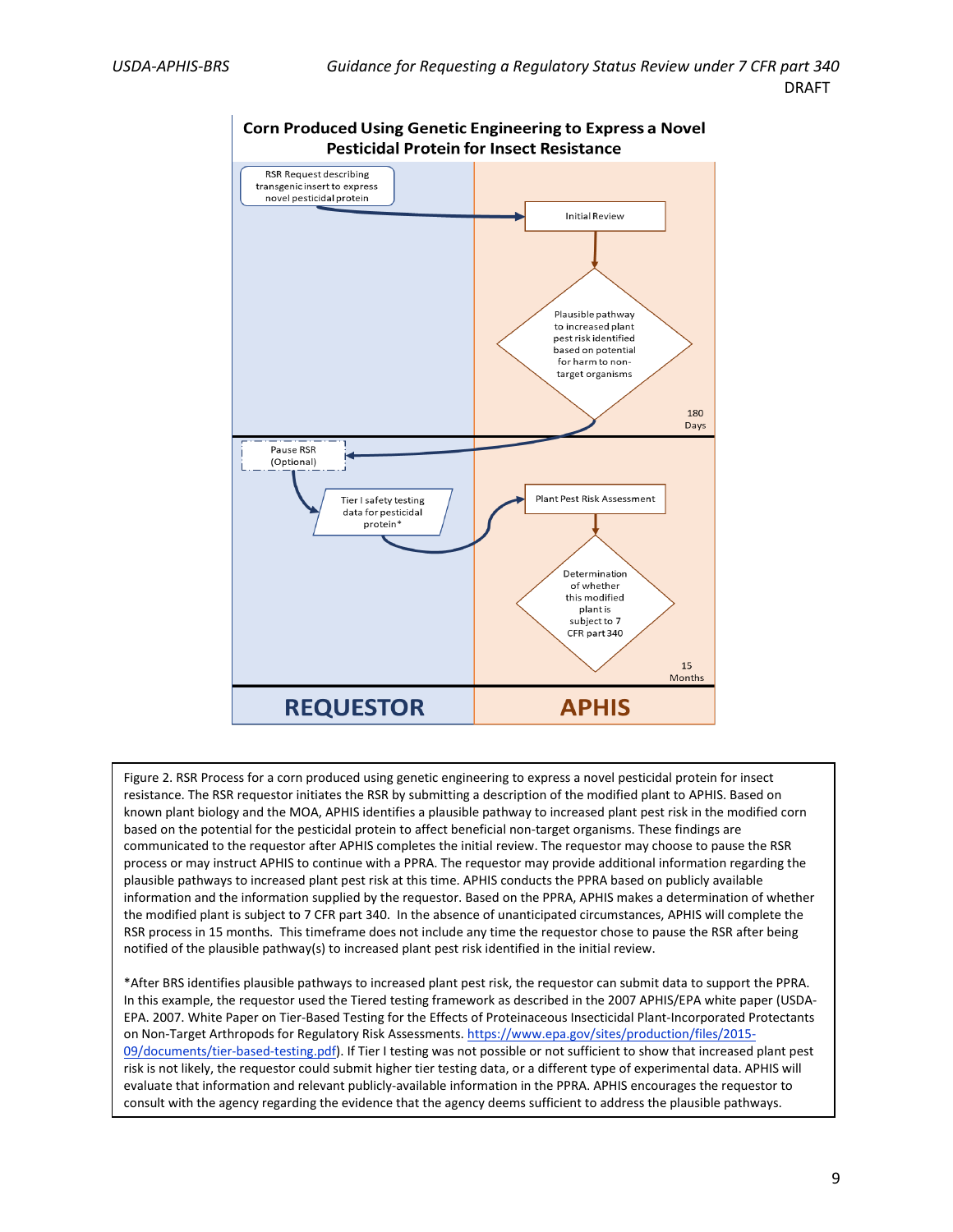**Corn Produced Using Genetic Engineering to Express a Novel Pesticidal Protein for Insect Resistance**

- RSR Request describing transgenic insert to express novel pesticidal protein
- Initial Review
- Plausible pathway to increased plant pest risk identified based on potential for harm to non-target organisms
- 180 Days
- Pause RSR (Optional)
- Tier I safety testing data for pesticidal protein*
- Plant Pest Risk Assessment
- Determination of whether this modified plant is subject to 7 CFR part 340
- 15 Months
- REQUESTOR
- APHIS

Figure 2. RSR Process for a corn produced using genetic engineering to express a novel pesticidal protein for insect resistance. The RSR requestor initiates the RSR by submitting a description of the modified plant to APHIS. Based on known plant biology and the MOA, APHIS identifies a plausible pathway to increased plant pest risk in the modified corn based on the potential for the pesticidal protein to affect beneficial non-target organisms. These findings are communicated to the requestor after APHIS completes the initial review. The requestor may choose to pause the RSR process or may instruct APHIS to continue with a PPRA. The requestor may provide additional information regarding the plausible pathways to increased plant pest risk at this time. APHIS conducts the PPRA based on publicly available information and the information supplied by the requestor. Based on the PPRA, APHIS makes a determination of whether the modified plant is subject to 7 CFR part 340. In the absence of unanticipated circumstances, APHIS will complete the RSR process in 15 months. This timeframe does not include any time the requestor chose to pause the RSR after being notified of the plausible pathway(s) to increased plant pest risk identified in the initial review.

*After BRS identifies plausible pathways to increased plant pest risk, the requestor can submit data to support the PPRA. In this example, the requestor used the Tiered testing framework as described in the 2007 APHIS/EPA white paper (USDA-EPA. 2007. White Paper on Tier-Based Testing for the Effects of Proteinaceous Insecticidal Plant-Incorporated Protectants on Non-Target Arthropods for Regulatory Risk Assessments. https://www.epa.gov/sites/production/files/2015-09/documents/tier-based-testing.pdf). If Tier I testing was not possible or not sufficient to show that increased plant pest risk is not likely, the requestor could submit higher tier testing data, or a different type of experimental data. APHIS will evaluate that information and relevant publicly-available information in the PPRA. APHIS encourages the requestor to consult with the agency regarding the evidence that the agency deems sufficient to address the plausible pathways.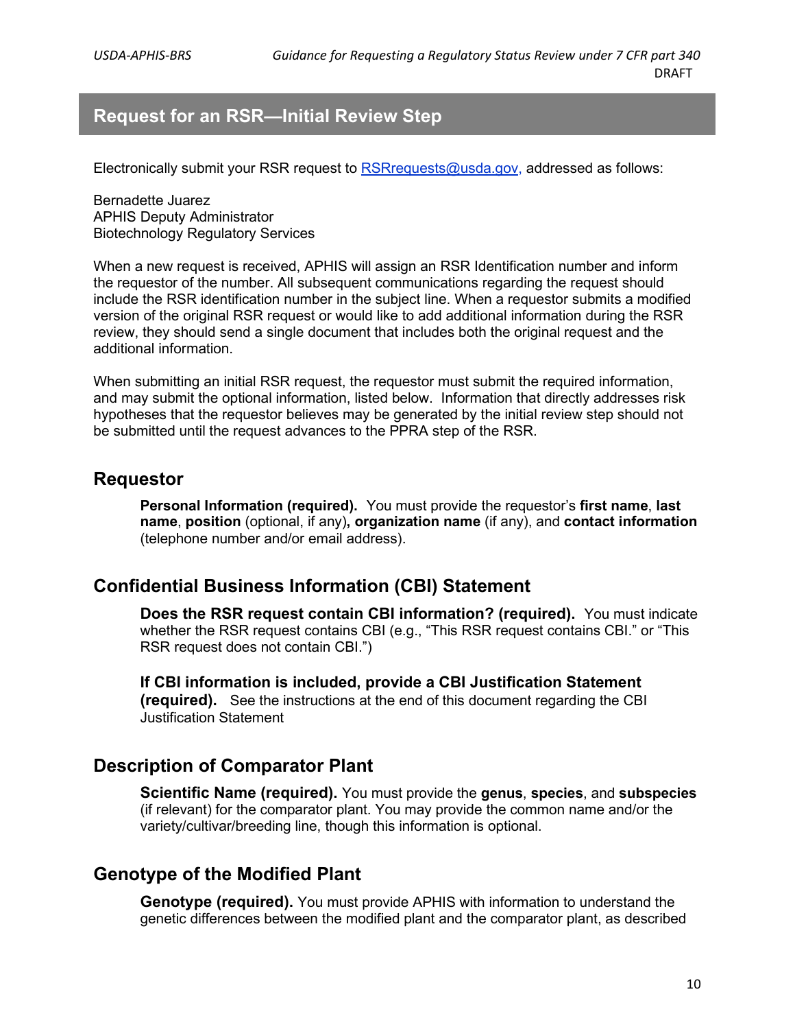## Request for an RSR—Initial Review Step

Electronically submit your RSR request to RSRrequests@usda.gov, addressed as follows:

Bernadette Juarez
APHIS Deputy Administrator
Biotechnology Regulatory Services

When a new request is received, APHIS will assign an RSR Identification number and inform the requestor of the number. All subsequent communications regarding the request should include the RSR identification number in the subject line. When a requestor submits a modified version of the original RSR request or would like to add additional information during the RSR review, they should send a single document that includes both the original request and the additional information.

When submitting an initial RSR request, the requestor must submit the required information, and may submit the optional information, listed below. Information that directly addresses risk hypotheses that the requestor believes may be generated by the initial review step should not be submitted until the request advances to the PPRA step of the RSR.

### Requestor

**Personal Information (required).** You must provide the requestor's **first name**, **last name**, **position** (optional, if any)**, organization name** (if any), and **contact information** (telephone number and/or email address).

### Confidential Business Information (CBI) Statement

**Does the RSR request contain CBI information? (required).** You must indicate whether the RSR request contains CBI (e.g., "This RSR request contains CBI." or "This RSR request does not contain CBI.")

**If CBI information is included, provide a CBI Justification Statement (required).** See the instructions at the end of this document regarding the CBI Justification Statement

### Description of Comparator Plant

**Scientific Name (required).** You must provide the **genus**, **species**, and **subspecies** (if relevant) for the comparator plant. You may provide the common name and/or the variety/cultivar/breeding line, though this information is optional.

### Genotype of the Modified Plant

**Genotype (required).** You must provide APHIS with information to understand the genetic differences between the modified plant and the comparator plant, as described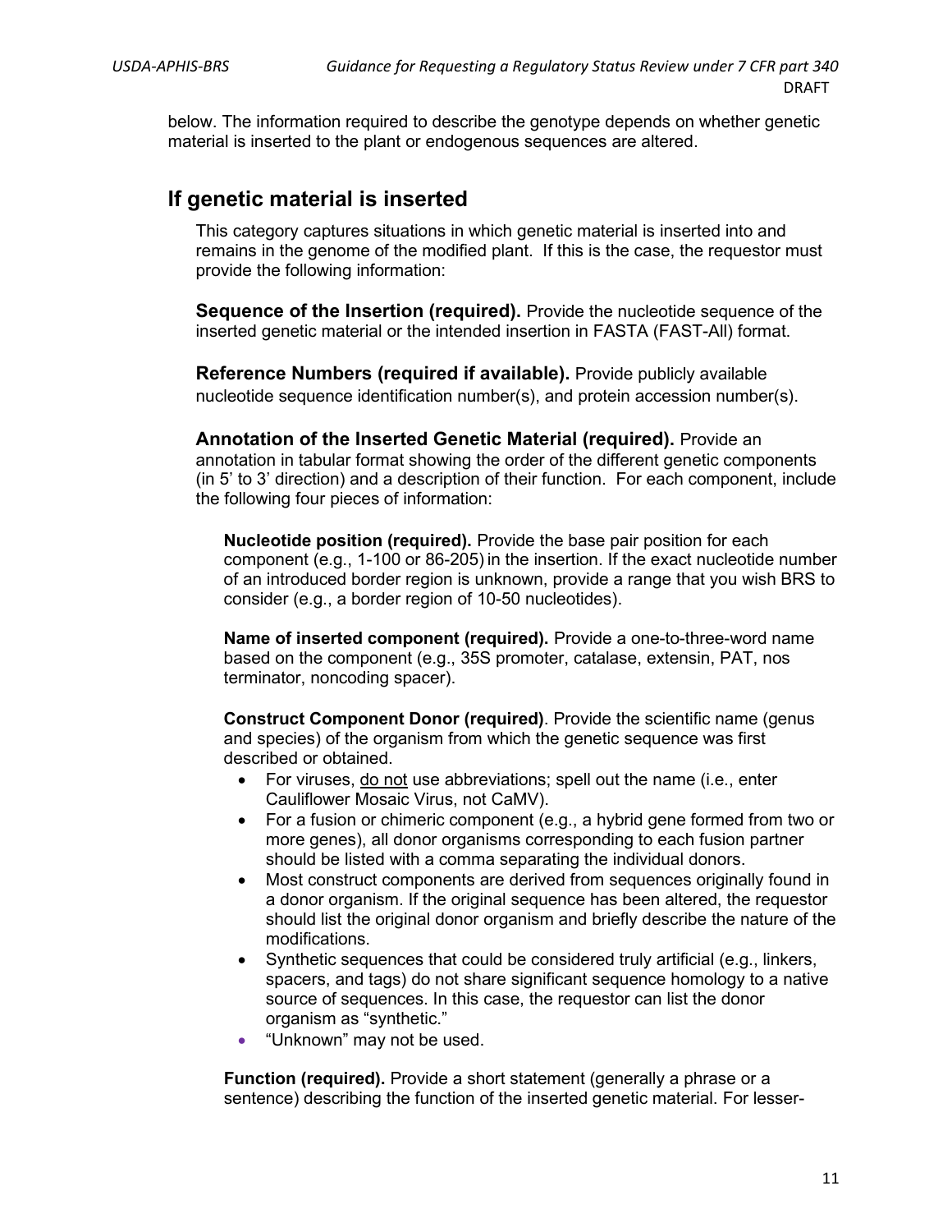below. The information required to describe the genotype depends on whether genetic material is inserted to the plant or endogenous sequences are altered.

## If genetic material is inserted

This category captures situations in which genetic material is inserted into and remains in the genome of the modified plant. If this is the case, the requestor must provide the following information:

**Sequence of the Insertion (required).** Provide the nucleotide sequence of the inserted genetic material or the intended insertion in FASTA (FAST-All) format.

**Reference Numbers (required if available).** Provide publicly available nucleotide sequence identification number(s), and protein accession number(s).

**Annotation of the Inserted Genetic Material (required).** Provide an annotation in tabular format showing the order of the different genetic components (in 5' to 3' direction) and a description of their function. For each component, include the following four pieces of information:

**Nucleotide position (required).** Provide the base pair position for each component (e.g., 1-100 or 86-205) in the insertion. If the exact nucleotide number of an introduced border region is unknown, provide a range that you wish BRS to consider (e.g., a border region of 10-50 nucleotides).

**Name of inserted component (required).** Provide a one-to-three-word name based on the component (e.g., 35S promoter, catalase, extensin, PAT, nos terminator, noncoding spacer).

**Construct Component Donor (required)**. Provide the scientific name (genus and species) of the organism from which the genetic sequence was first described or obtained.

- For viruses, <u>do not</u> use abbreviations; spell out the name (i.e., enter Cauliflower Mosaic Virus, not CaMV).
- For a fusion or chimeric component (e.g., a hybrid gene formed from two or more genes), all donor organisms corresponding to each fusion partner should be listed with a comma separating the individual donors.
- Most construct components are derived from sequences originally found in a donor organism. If the original sequence has been altered, the requestor should list the original donor organism and briefly describe the nature of the modifications.
- Synthetic sequences that could be considered truly artificial (e.g., linkers, spacers, and tags) do not share significant sequence homology to a native source of sequences. In this case, the requestor can list the donor organism as "synthetic."
- "Unknown" may not be used.

**Function (required).** Provide a short statement (generally a phrase or a sentence) describing the function of the inserted genetic material. For lesser-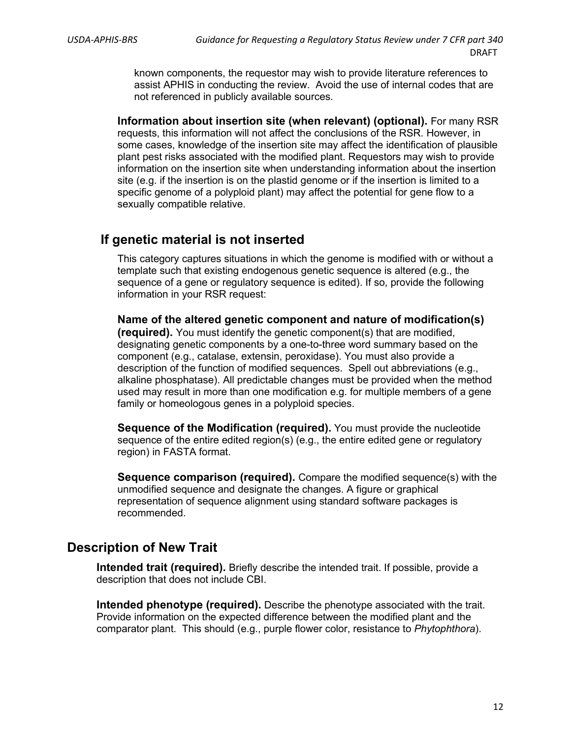known components, the requestor may wish to provide literature references to assist APHIS in conducting the review. Avoid the use of internal codes that are not referenced in publicly available sources.

**Information about insertion site (when relevant) (optional).** For many RSR requests, this information will not affect the conclusions of the RSR. However, in some cases, knowledge of the insertion site may affect the identification of plausible plant pest risks associated with the modified plant. Requestors may wish to provide information on the insertion site when understanding information about the insertion site (e.g. if the insertion is on the plastid genome or if the insertion is limited to a specific genome of a polyploid plant) may affect the potential for gene flow to a sexually compatible relative.

### If genetic material is not inserted

This category captures situations in which the genome is modified with or without a template such that existing endogenous genetic sequence is altered (e.g., the sequence of a gene or regulatory sequence is edited). If so, provide the following information in your RSR request:

**Name of the altered genetic component and nature of modification(s) (required).** You must identify the genetic component(s) that are modified, designating genetic components by a one-to-three word summary based on the component (e.g., catalase, extensin, peroxidase). You must also provide a description of the function of modified sequences. Spell out abbreviations (e.g., alkaline phosphatase). All predictable changes must be provided when the method used may result in more than one modification e.g. for multiple members of a gene family or homeologous genes in a polyploid species.

**Sequence of the Modification (required).** You must provide the nucleotide sequence of the entire edited region(s) (e.g., the entire edited gene or regulatory region) in FASTA format.

**Sequence comparison (required).** Compare the modified sequence(s) with the unmodified sequence and designate the changes. A figure or graphical representation of sequence alignment using standard software packages is recommended.

## Description of New Trait

**Intended trait (required).** Briefly describe the intended trait. If possible, provide a description that does not include CBI.

**Intended phenotype (required).** Describe the phenotype associated with the trait. Provide information on the expected difference between the modified plant and the comparator plant. This should (e.g., purple flower color, resistance to *Phytophthora*).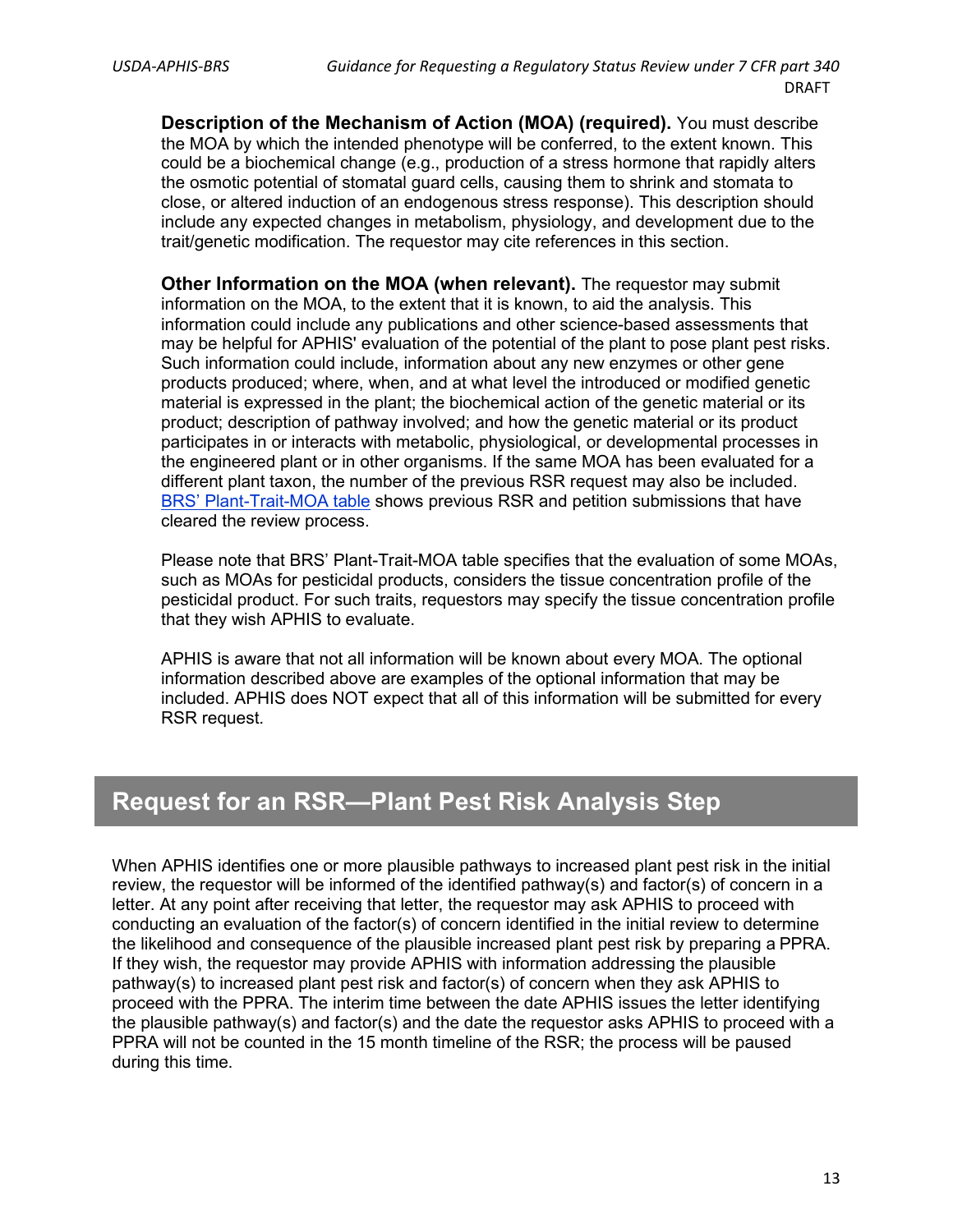**Description of the Mechanism of Action (MOA) (required).** You must describe the MOA by which the intended phenotype will be conferred, to the extent known. This could be a biochemical change (e.g., production of a stress hormone that rapidly alters the osmotic potential of stomatal guard cells, causing them to shrink and stomata to close, or altered induction of an endogenous stress response). This description should include any expected changes in metabolism, physiology, and development due to the trait/genetic modification. The requestor may cite references in this section.

**Other Information on the MOA (when relevant).** The requestor may submit information on the MOA, to the extent that it is known, to aid the analysis. This information could include any publications and other science-based assessments that may be helpful for APHIS' evaluation of the potential of the plant to pose plant pest risks. Such information could include, information about any new enzymes or other gene products produced; where, when, and at what level the introduced or modified genetic material is expressed in the plant; the biochemical action of the genetic material or its product; description of pathway involved; and how the genetic material or its product participates in or interacts with metabolic, physiological, or developmental processes in the engineered plant or in other organisms. If the same MOA has been evaluated for a different plant taxon, the number of the previous RSR request may also be included. BRS' Plant-Trait-MOA table shows previous RSR and petition submissions that have cleared the review process.

Please note that BRS' Plant-Trait-MOA table specifies that the evaluation of some MOAs, such as MOAs for pesticidal products, considers the tissue concentration profile of the pesticidal product. For such traits, requestors may specify the tissue concentration profile that they wish APHIS to evaluate.

APHIS is aware that not all information will be known about every MOA. The optional information described above are examples of the optional information that may be included. APHIS does NOT expect that all of this information will be submitted for every RSR request.

## Request for an RSR—Plant Pest Risk Analysis Step

When APHIS identifies one or more plausible pathways to increased plant pest risk in the initial review, the requestor will be informed of the identified pathway(s) and factor(s) of concern in a letter. At any point after receiving that letter, the requestor may ask APHIS to proceed with conducting an evaluation of the factor(s) of concern identified in the initial review to determine the likelihood and consequence of the plausible increased plant pest risk by preparing a PPRA. If they wish, the requestor may provide APHIS with information addressing the plausible pathway(s) to increased plant pest risk and factor(s) of concern when they ask APHIS to proceed with the PPRA. The interim time between the date APHIS issues the letter identifying the plausible pathway(s) and factor(s) and the date the requestor asks APHIS to proceed with a PPRA will not be counted in the 15 month timeline of the RSR; the process will be paused during this time.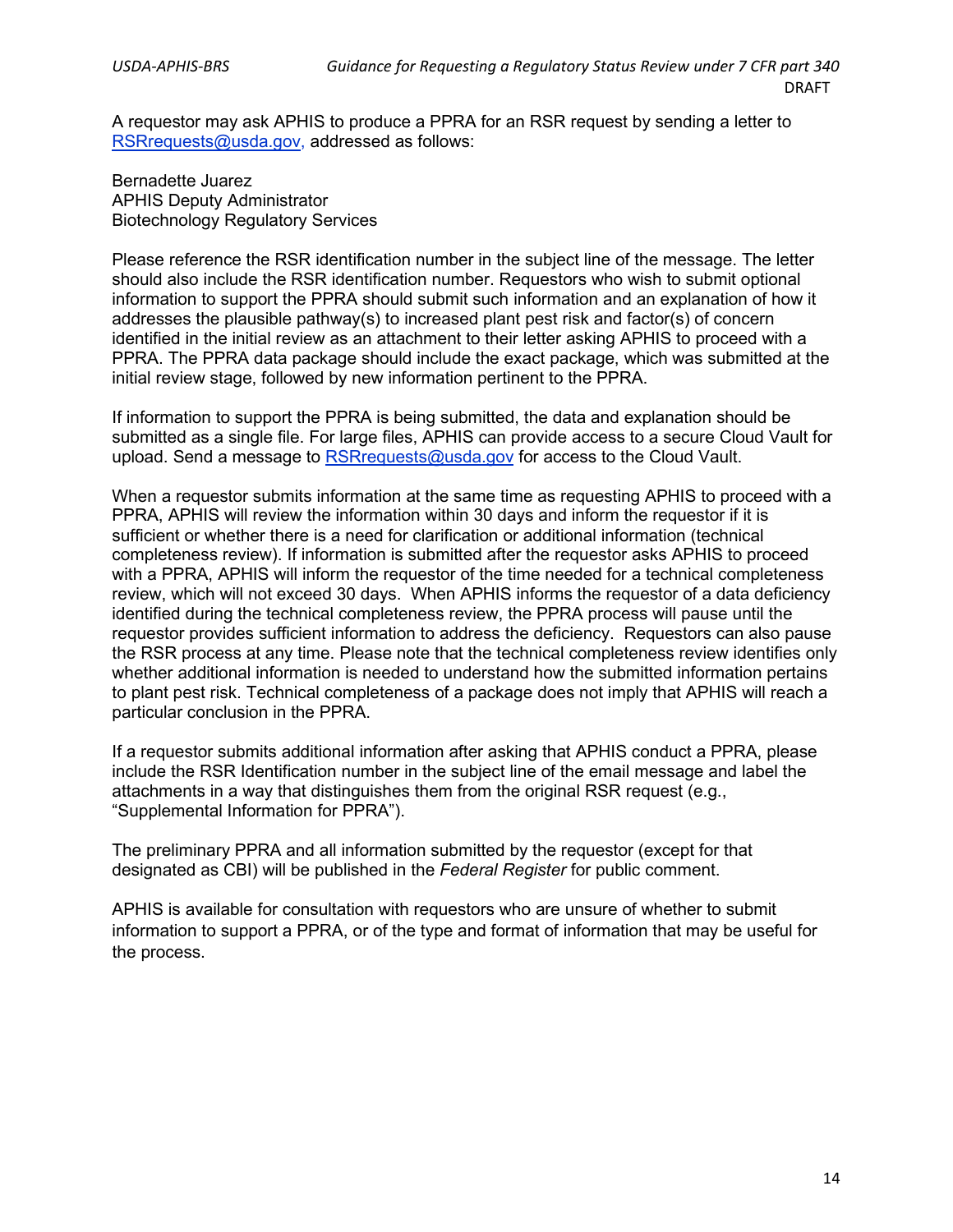A requestor may ask APHIS to produce a PPRA for an RSR request by sending a letter to RSRrequests@usda.gov, addressed as follows:

Bernadette Juarez  
APHIS Deputy Administrator  
Biotechnology Regulatory Services

Please reference the RSR identification number in the subject line of the message. The letter should also include the RSR identification number. Requestors who wish to submit optional information to support the PPRA should submit such information and an explanation of how it addresses the plausible pathway(s) to increased plant pest risk and factor(s) of concern identified in the initial review as an attachment to their letter asking APHIS to proceed with a PPRA. The PPRA data package should include the exact package, which was submitted at the initial review stage, followed by new information pertinent to the PPRA.

If information to support the PPRA is being submitted, the data and explanation should be submitted as a single file. For large files, APHIS can provide access to a secure Cloud Vault for upload. Send a message to RSRrequests@usda.gov for access to the Cloud Vault.

When a requestor submits information at the same time as requesting APHIS to proceed with a PPRA, APHIS will review the information within 30 days and inform the requestor if it is sufficient or whether there is a need for clarification or additional information (technical completeness review). If information is submitted after the requestor asks APHIS to proceed with a PPRA, APHIS will inform the requestor of the time needed for a technical completeness review, which will not exceed 30 days. When APHIS informs the requestor of a data deficiency identified during the technical completeness review, the PPRA process will pause until the requestor provides sufficient information to address the deficiency. Requestors can also pause the RSR process at any time. Please note that the technical completeness review identifies only whether additional information is needed to understand how the submitted information pertains to plant pest risk. Technical completeness of a package does not imply that APHIS will reach a particular conclusion in the PPRA.

If a requestor submits additional information after asking that APHIS conduct a PPRA, please include the RSR Identification number in the subject line of the email message and label the attachments in a way that distinguishes them from the original RSR request (e.g., "Supplemental Information for PPRA").

The preliminary PPRA and all information submitted by the requestor (except for that designated as CBI) will be published in the *Federal Register* for public comment.

APHIS is available for consultation with requestors who are unsure of whether to submit information to support a PPRA, or of the type and format of information that may be useful for the process.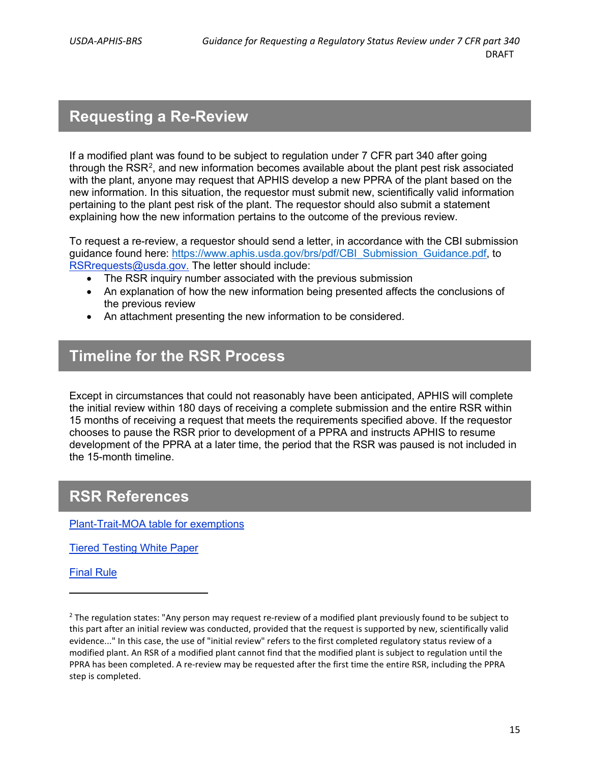## Requesting a Re-Review

If a modified plant was found to be subject to regulation under 7 CFR part 340 after going through the RSR[2], and new information becomes available about the plant pest risk associated with the plant, anyone may request that APHIS develop a new PPRA of the plant based on the new information. In this situation, the requestor must submit new, scientifically valid information pertaining to the plant pest risk of the plant. The requestor should also submit a statement explaining how the new information pertains to the outcome of the previous review.

To request a re-review, a requestor should send a letter, in accordance with the CBI submission guidance found here: [https://www.aphis.usda.gov/brs/pdf/CBI_Submission_Guidance.pdf](https://www.aphis.usda.gov/brs/pdf/CBI_Submission_Guidance.pdf), to [RSRrequests@usda.gov.](mailto:RSRrequests@usda.gov) The letter should include:

- The RSR inquiry number associated with the previous submission
- An explanation of how the new information being presented affects the conclusions of the previous review
- An attachment presenting the new information to be considered.

## Timeline for the RSR Process

Except in circumstances that could not reasonably have been anticipated, APHIS will complete the initial review within 180 days of receiving a complete submission and the entire RSR within 15 months of receiving a request that meets the requirements specified above. If the requestor chooses to pause the RSR prior to development of a PPRA and instructs APHIS to resume development of the PPRA at a later time, the period that the RSR was paused is not included in the 15-month timeline.

## RSR References

Plant-Trait-MOA table for exemptions

Tiered Testing White Paper

Final Rule

---

[2] The regulation states: "Any person may request re-review of a modified plant previously found to be subject to this part after an initial review was conducted, provided that the request is supported by new, scientifically valid evidence..." In this case, the use of "initial review" refers to the first completed regulatory status review of a modified plant. An RSR of a modified plant cannot find that the modified plant is subject to regulation until the PPRA has been completed. A re-review may be requested after the first time the entire RSR, including the PPRA step is completed.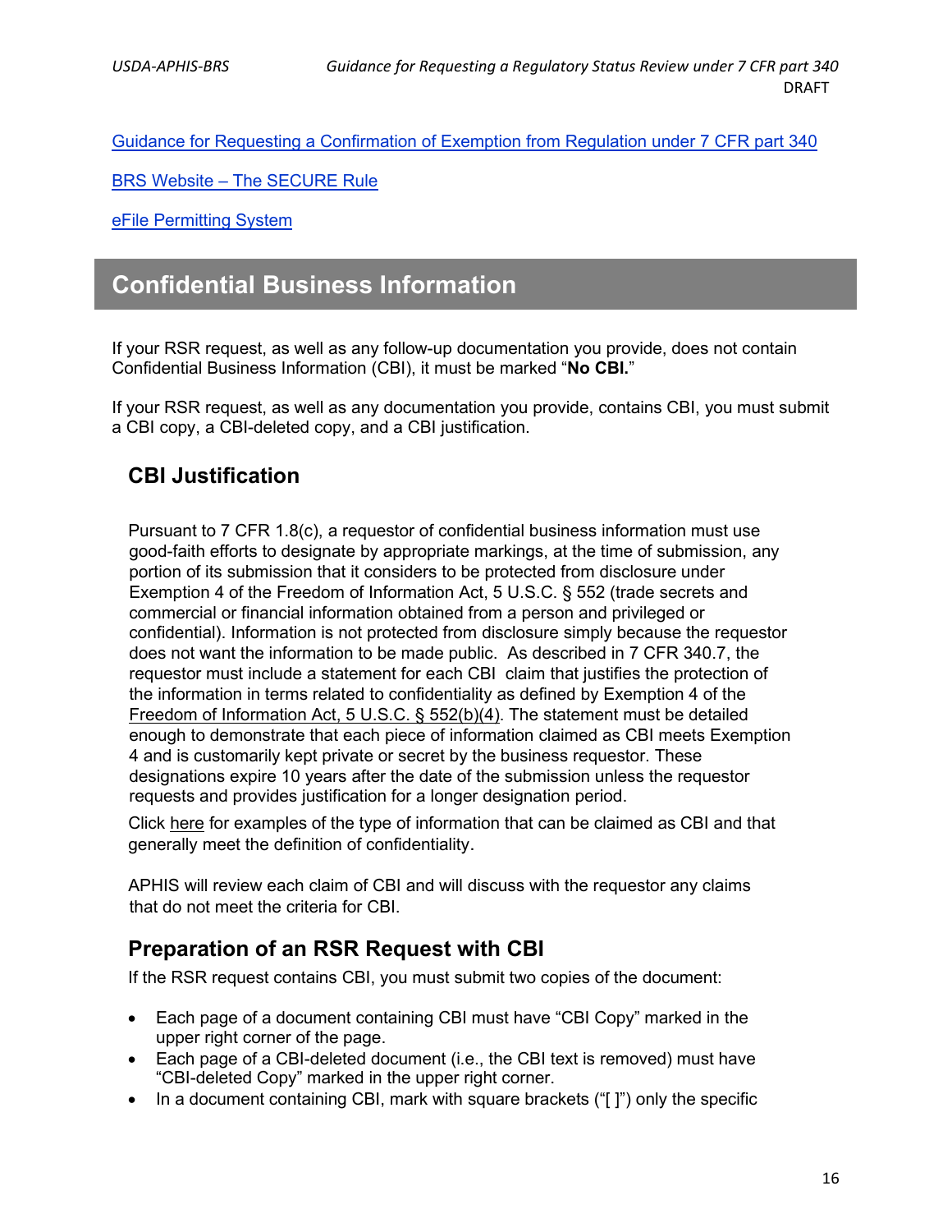[Guidance for Requesting a Confirmation of Exemption from Regulation under 7 CFR part 340]

[BRS Website – The SECURE Rule]

[eFile Permitting System]

## Confidential Business Information

If your RSR request, as well as any follow-up documentation you provide, does not contain Confidential Business Information (CBI), it must be marked "**No CBI.**"

If your RSR request, as well as any documentation you provide, contains CBI, you must submit a CBI copy, a CBI-deleted copy, and a CBI justification.

### CBI Justification

Pursuant to 7 CFR 1.8(c), a requestor of confidential business information must use good-faith efforts to designate by appropriate markings, at the time of submission, any portion of its submission that it considers to be protected from disclosure under Exemption 4 of the Freedom of Information Act, 5 U.S.C. § 552 (trade secrets and commercial or financial information obtained from a person and privileged or confidential). Information is not protected from disclosure simply because the requestor does not want the information to be made public. As described in 7 CFR 340.7, the requestor must include a statement for each CBI claim that justifies the protection of the information in terms related to confidentiality as defined by Exemption 4 of the Freedom of Information Act, 5 U.S.C. § 552(b)(4). The statement must be detailed enough to demonstrate that each piece of information claimed as CBI meets Exemption 4 and is customarily kept private or secret by the business requestor. These designations expire 10 years after the date of the submission unless the requestor requests and provides justification for a longer designation period.

Click here for examples of the type of information that can be claimed as CBI and that generally meet the definition of confidentiality.

APHIS will review each claim of CBI and will discuss with the requestor any claims that do not meet the criteria for CBI.

### Preparation of an RSR Request with CBI

If the RSR request contains CBI, you must submit two copies of the document:

- Each page of a document containing CBI must have "CBI Copy" marked in the upper right corner of the page.
- Each page of a CBI-deleted document (i.e., the CBI text is removed) must have "CBI-deleted Copy" marked in the upper right corner.
- In a document containing CBI, mark with square brackets ("[ ]") only the specific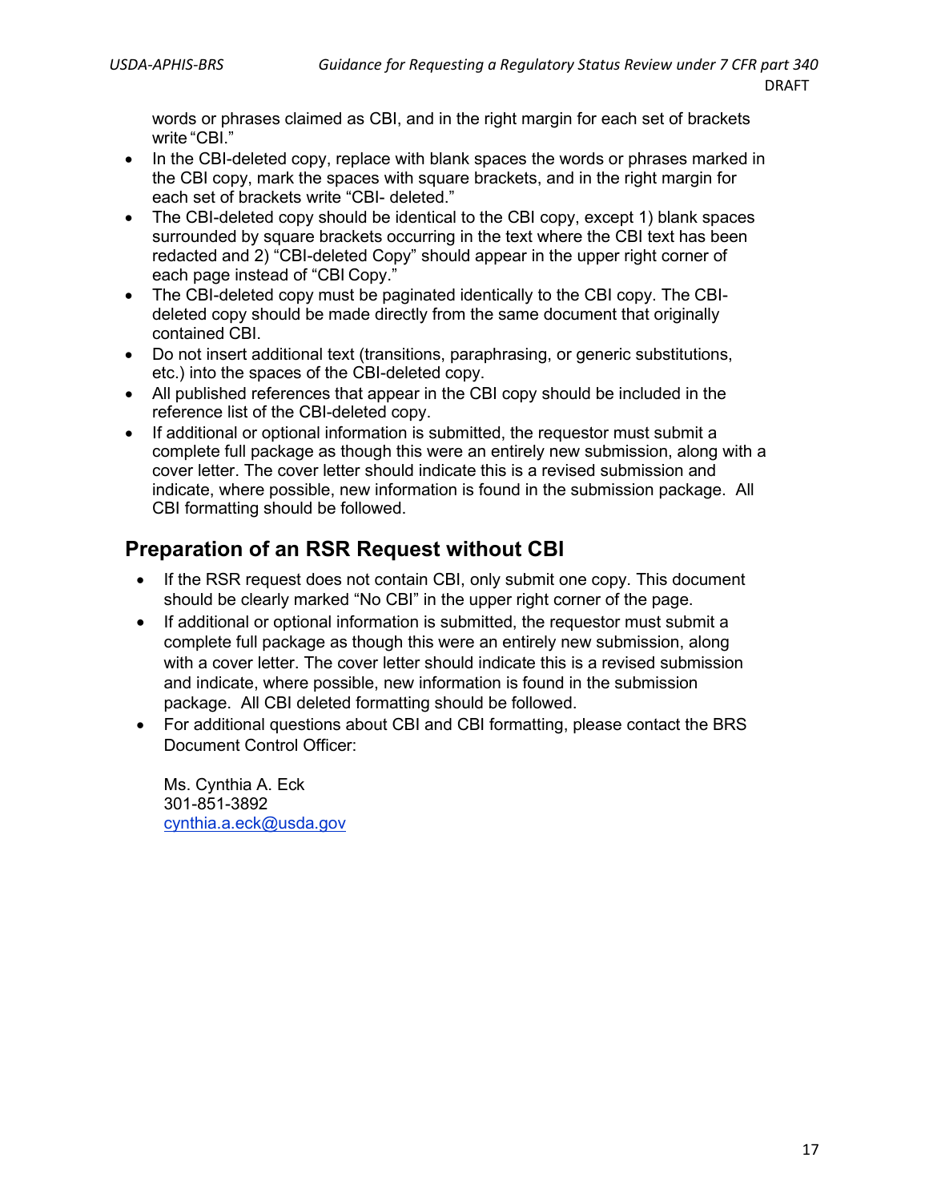words or phrases claimed as CBI, and in the right margin for each set of brackets write "CBI."

- In the CBI-deleted copy, replace with blank spaces the words or phrases marked in the CBI copy, mark the spaces with square brackets, and in the right margin for each set of brackets write "CBI- deleted."
- The CBI-deleted copy should be identical to the CBI copy, except 1) blank spaces surrounded by square brackets occurring in the text where the CBI text has been redacted and 2) "CBI-deleted Copy" should appear in the upper right corner of each page instead of "CBI Copy."
- The CBI-deleted copy must be paginated identically to the CBI copy. The CBI-deleted copy should be made directly from the same document that originally contained CBI.
- Do not insert additional text (transitions, paraphrasing, or generic substitutions, etc.) into the spaces of the CBI-deleted copy.
- All published references that appear in the CBI copy should be included in the reference list of the CBI-deleted copy.
- If additional or optional information is submitted, the requestor must submit a complete full package as though this were an entirely new submission, along with a cover letter. The cover letter should indicate this is a revised submission and indicate, where possible, new information is found in the submission package. All CBI formatting should be followed.

## Preparation of an RSR Request without CBI

- If the RSR request does not contain CBI, only submit one copy. This document should be clearly marked "No CBI" in the upper right corner of the page.
- If additional or optional information is submitted, the requestor must submit a complete full package as though this were an entirely new submission, along with a cover letter. The cover letter should indicate this is a revised submission and indicate, where possible, new information is found in the submission package. All CBI deleted formatting should be followed.
- For additional questions about CBI and CBI formatting, please contact the BRS Document Control Officer:

  Ms. Cynthia A. Eck
  301-851-3892
  cynthia.a.eck@usda.gov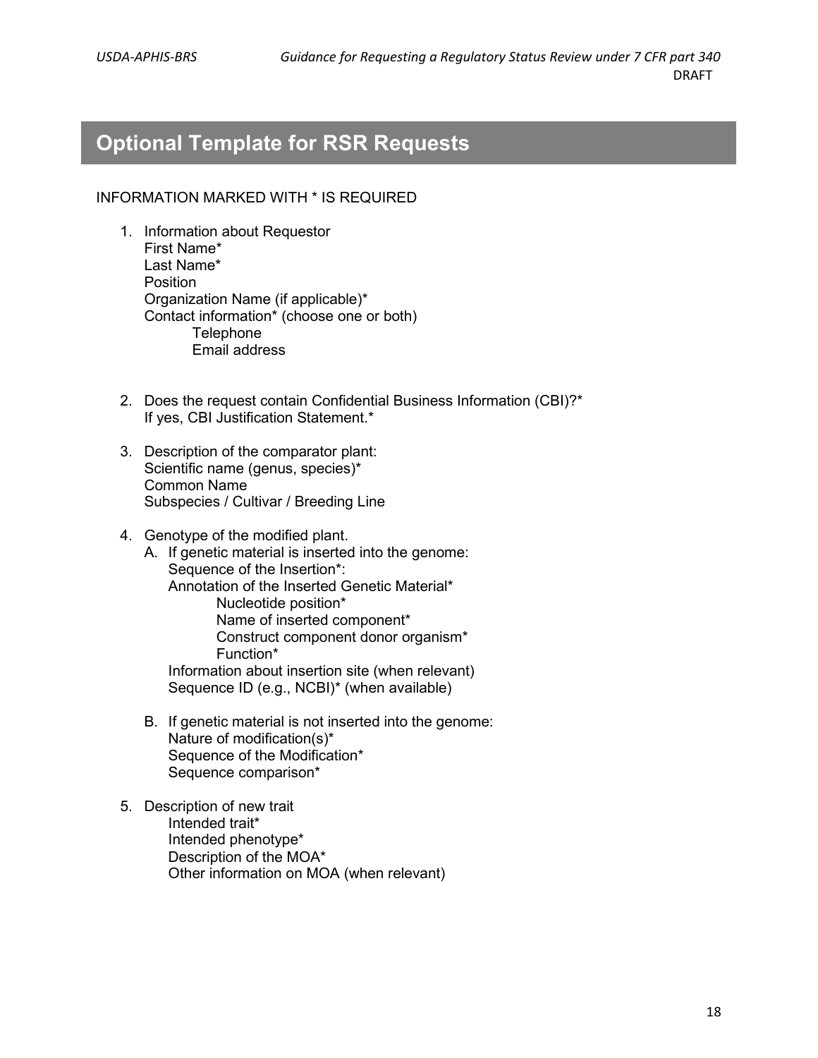# Optional Template for RSR Requests

INFORMATION MARKED WITH * IS REQUIRED

1. Information about Requestor
   First Name*
   Last Name*
   Position
   Organization Name (if applicable)*
   Contact information* (choose one or both)
      Telephone
      Email address

2. Does the request contain Confidential Business Information (CBI)?*
   If yes, CBI Justification Statement.*

3. Description of the comparator plant:
   Scientific name (genus, species)*
   Common Name
   Subspecies / Cultivar / Breeding Line

4. Genotype of the modified plant.
   A. If genetic material is inserted into the genome:
      Sequence of the Insertion*:
      Annotation of the Inserted Genetic Material*
         Nucleotide position*
         Name of inserted component*
         Construct component donor organism*
         Function*
      Information about insertion site (when relevant)
      Sequence ID (e.g., NCBI)* (when available)

   B. If genetic material is not inserted into the genome:
      Nature of modification(s)*
      Sequence of the Modification*
      Sequence comparison*

5. Description of new trait
   Intended trait*
   Intended phenotype*
   Description of the MOA*
   Other information on MOA (when relevant)